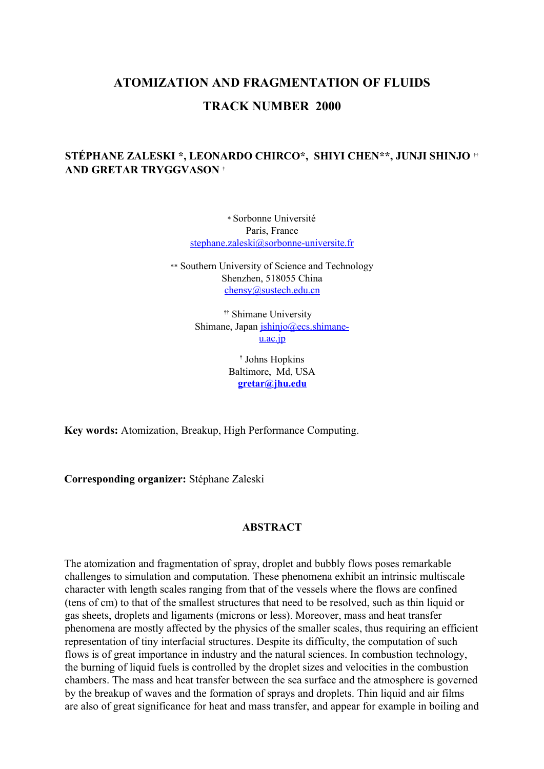# ATOMIZATION AND FRAGMENTATION OF FLUIDS

## TRACK NUMBER 2000

**STÉPHANE ZALESKI \*, LEONARDO CHIRCO\*, SHIYI CHEN\*\*, JUNJI SHINJO †† AND GRETAR TRYGGVASON †**

\* Sorbonne Université
Paris, France
stephane.zaleski@sorbonne-universite.fr

\*\* Southern University of Science and Technology
Shenzhen, 518055 China
chensy@sustech.edu.cn

†† Shimane University
Shimane, Japan jshinjo@ecs.shimane-u.ac.jp

† Johns Hopkins
Baltimore, Md, USA
**gretar@jhu.edu**

**Key words:** Atomization, Breakup, High Performance Computing.

**Corresponding organizer:** Stéphane Zaleski

### ABSTRACT

The atomization and fragmentation of spray, droplet and bubbly flows poses remarkable challenges to simulation and computation. These phenomena exhibit an intrinsic multiscale character with length scales ranging from that of the vessels where the flows are confined (tens of cm) to that of the smallest structures that need to be resolved, such as thin liquid or gas sheets, droplets and ligaments (microns or less). Moreover, mass and heat transfer phenomena are mostly affected by the physics of the smaller scales, thus requiring an efficient representation of tiny interfacial structures. Despite its difficulty, the computation of such flows is of great importance in industry and the natural sciences. In combustion technology, the burning of liquid fuels is controlled by the droplet sizes and velocities in the combustion chambers. The mass and heat transfer between the sea surface and the atmosphere is governed by the breakup of waves and the formation of sprays and droplets. Thin liquid and air films are also of great significance for heat and mass transfer, and appear for example in boiling and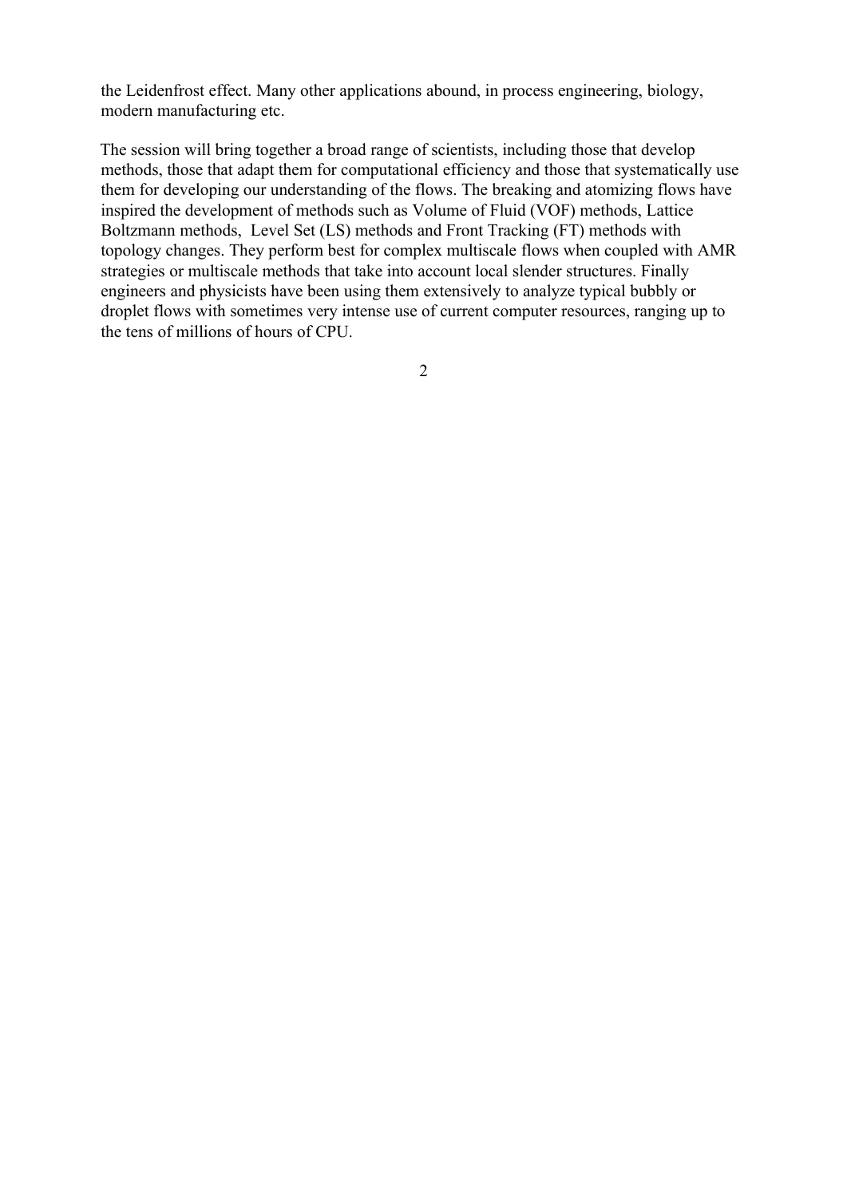the Leidenfrost effect. Many other applications abound, in process engineering, biology, modern manufacturing etc.

The session will bring together a broad range of scientists, including those that develop methods, those that adapt them for computational efficiency and those that systematically use them for developing our understanding of the flows. The breaking and atomizing flows have inspired the development of methods such as Volume of Fluid (VOF) methods, Lattice Boltzmann methods, Level Set (LS) methods and Front Tracking (FT) methods with topology changes. They perform best for complex multiscale flows when coupled with AMR strategies or multiscale methods that take into account local slender structures. Finally engineers and physicists have been using them extensively to analyze typical bubbly or droplet flows with sometimes very intense use of current computer resources, ranging up to the tens of millions of hours of CPU.